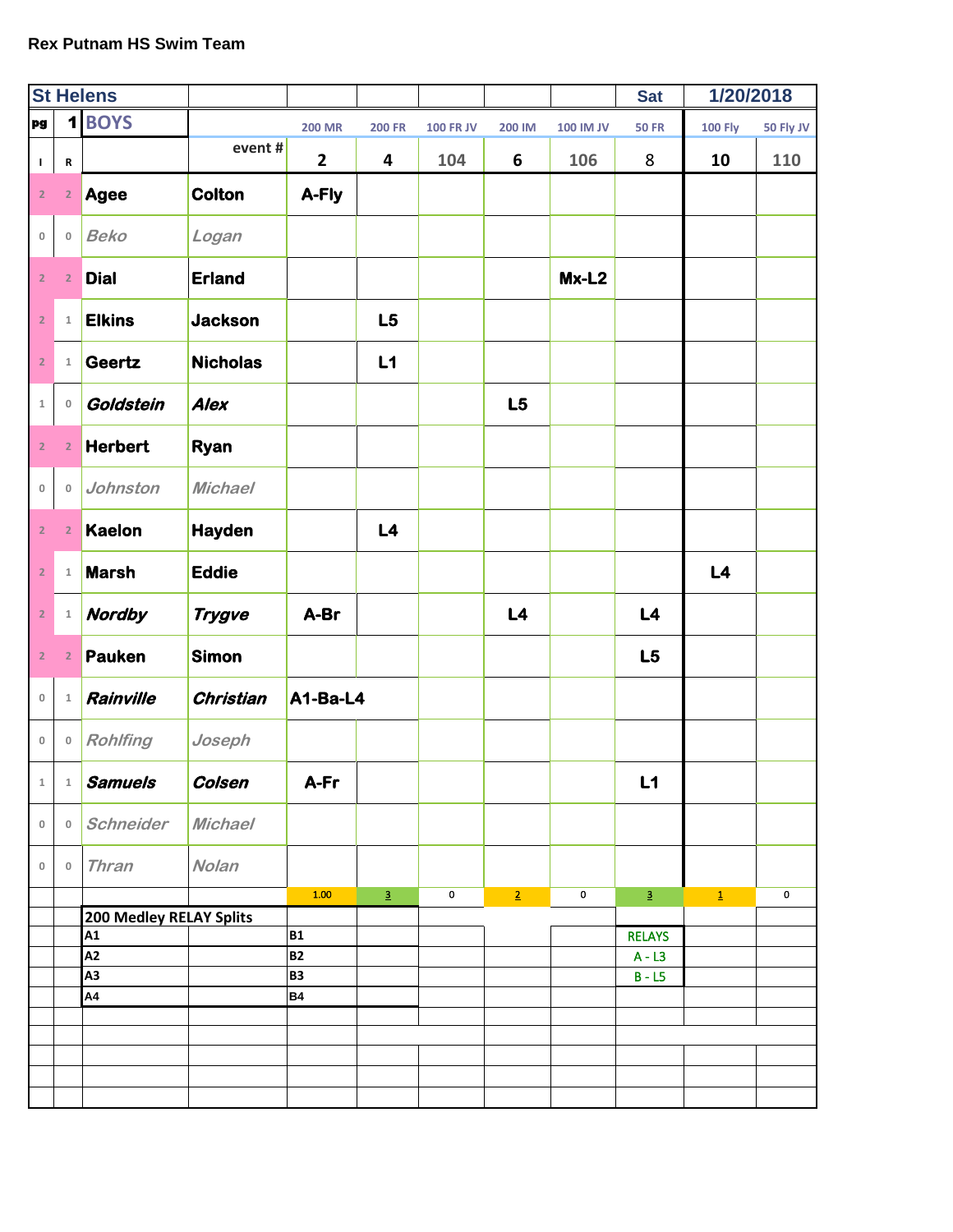**Rex Putnam HS Swim Team**

| St Helens | | | | | | | | Sat | 1/20/2018 | |
|---|---|---|---|---|---|---|---|---|---|---|
| pg | 1 | BOYS | | 200 MR | 200 FR | 100 FR JV | 200 IM | 100 IM JV | 50 FR | 100 Fly | 50 Fly JV |
| I | R | | event # | 2 | 4 | 104 | 6 | 106 | 8 | 10 | 110 |
| 2 | 2 | Agee | Colton | A-Fly | | | | | | | |
| 0 | 0 | *Beko* | *Logan* | | | | | | | | |
| 2 | 2 | Dial | Erland | | | | | Mx-L2 | | | |
| 2 | 1 | Elkins | Jackson | | L5 | | | | | | |
| 2 | 1 | Geertz | Nicholas | | L1 | | | | | | |
| 1 | 0 | *Goldstein* | *Alex* | | | | L5 | | | | |
| 2 | 2 | Herbert | Ryan | | | | | | | | |
| 0 | 0 | *Johnston* | *Michael* | | | | | | | | |
| 2 | 2 | Kaelon | Hayden | | L4 | | | | | | |
| 2 | 1 | Marsh | Eddie | | | | | | | L4 | |
| 2 | 1 | *Nordby* | *Trygve* | A-Br | | | L4 | | L4 | | |
| 2 | 2 | Pauken | Simon | | | | | | L5 | | |
| 0 | 1 | *Rainville* | *Christian* | A1-Ba-L4 | | | | | | | |
| 0 | 0 | *Rohlfing* | *Joseph* | | | | | | | | |
| 1 | 1 | *Samuels* | *Colsen* | A-Fr | | | | | L1 | | |
| 0 | 0 | *Schneider* | *Michael* | | | | | | | | |
| 0 | 0 | *Thran* | *Nolan* | | | | | | | | |
| | | | | 1.00 | 3 | 0 | 2 | 0 | 3 | 1 | 0 |

| 200 Medley RELAY Splits | | | | RELAYS |
|---|---|---|---|---|
| A1 | | B1 | | A - L3 |
| A2 | | B2 | | B - L5 |
| A3 | | B3 | | |
| A4 | | B4 | | |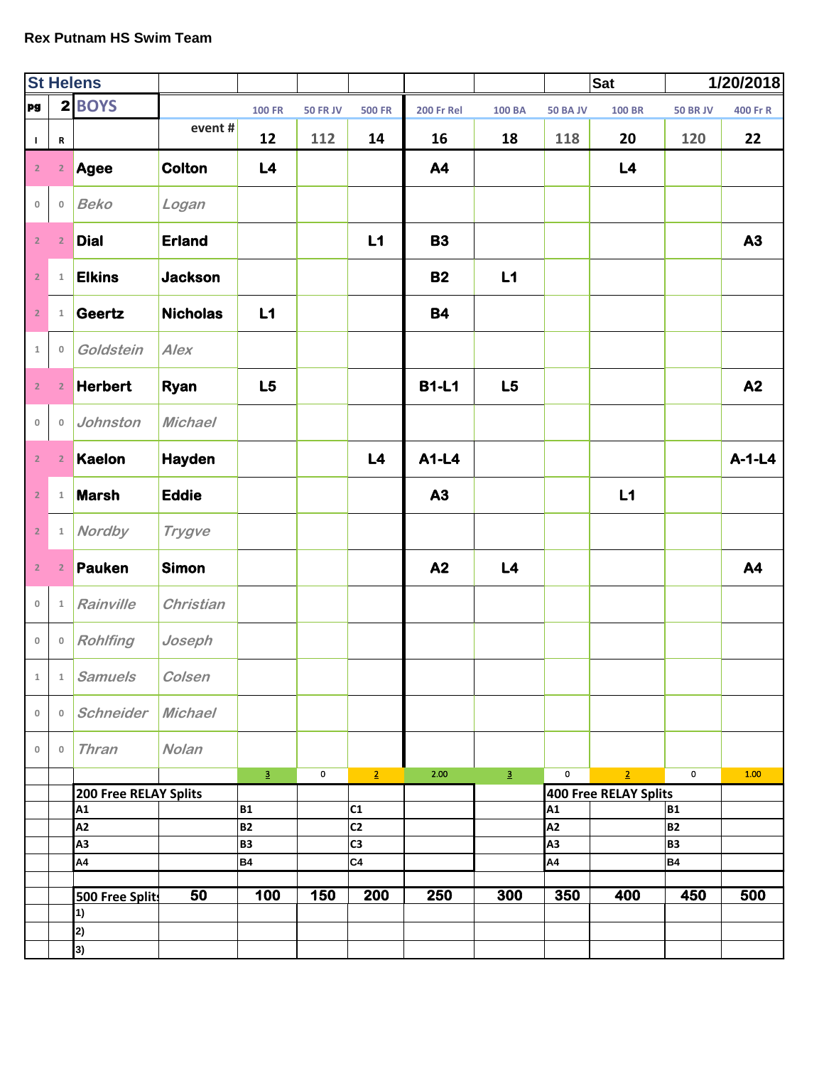**Rex Putnam HS Swim Team**

| St Helens | | | | | | | | | | | Sat | | 1/20/2018 |
|---|---|---|---|---|---|---|---|---|---|---|---|---|---|
| pg | 2 | BOYS | | 100 FR | 50 FR JV | 500 FR | 200 Fr Rel | 100 BA | 50 BA JV | 100 BR | 50 BR JV | 400 Fr R |
| I | R | | event # | 12 | 112 | 14 | 16 | 18 | 118 | 20 | 120 | 22 |
| 2 | 2 | Agee | Colton | L4 | | | A4 | | | L4 | | |
| 0 | 0 | *Beko* | *Logan* | | | | | | | | | |
| 2 | 2 | Dial | Erland | | | L1 | B3 | | | | | A3 |
| 2 | 1 | Elkins | Jackson | | | | B2 | L1 | | | | |
| 2 | 1 | Geertz | Nicholas | L1 | | | B4 | | | | | |
| 1 | 0 | *Goldstein* | *Alex* | | | | | | | | | |
| 2 | 2 | Herbert | Ryan | L5 | | | B1-L1 | L5 | | | | A2 |
| 0 | 0 | *Johnston* | *Michael* | | | | | | | | | |
| 2 | 2 | Kaelon | Hayden | | | L4 | A1-L4 | | | | | A-1-L4 |
| 2 | 1 | Marsh | Eddie | | | | A3 | | | L1 | | |
| 2 | 1 | *Nordby* | *Trygve* | | | | | | | | | |
| 2 | 2 | Pauken | Simon | | | | A2 | L4 | | | | A4 |
| 0 | 1 | *Rainville* | *Christian* | | | | | | | | | |
| 0 | 0 | *Rohlfing* | *Joseph* | | | | | | | | | |
| 1 | 1 | *Samuels* | *Colsen* | | | | | | | | | |
| 0 | 0 | *Schneider* | *Michael* | | | | | | | | | |
| 0 | 0 | *Thran* | *Nolan* | | | | | | | | | |
| | | | | 3 | 0 | 2 | 2.00 | 3 | 0 | 2 | 0 | 1.00 |

| 200 Free RELAY Splits | | | | | | | 400 Free RELAY Splits | | | |
|---|---|---|---|---|---|---|---|---|---|---|
| A1 | | B1 | | C1 | | | A1 | | B1 | |
| A2 | | B2 | | C2 | | | A2 | | B2 | |
| A3 | | B3 | | C3 | | | A3 | | B3 | |
| A4 | | B4 | | C4 | | | A4 | | B4 | |

| 500 Free Splits | 50 | 100 | 150 | 200 | 250 | 300 | 350 | 400 | 450 | 500 |
|---|---|---|---|---|---|---|---|---|---|---|
| 1) | | | | | | | | | | |
| 2) | | | | | | | | | | |
| 3) | | | | | | | | | | |